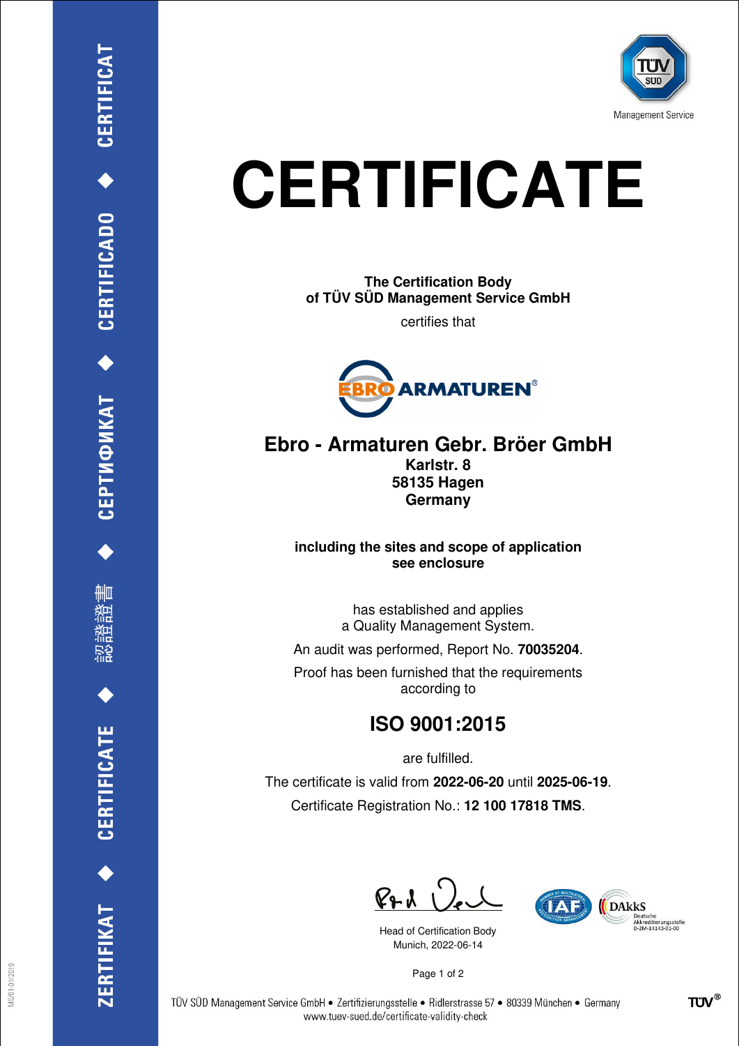ZERTIFIKAT ◆ CERTIFICATE ◆ 認證證書 ◆ СЕРТИФИКАТ ◆ CERTIFICADO ◆ CERTIFICAT

TÜV SÜD
Management Service

# CERTIFICATE

**The Certification Body**
**of TÜV SÜD Management Service GmbH**

certifies that

EBRO ARMATUREN®

## Ebro - Armaturen Gebr. Bröer GmbH

**Karlstr. 8**
**58135 Hagen**
**Germany**

**including the sites and scope of application**
**see enclosure**

has established and applies
a Quality Management System.

An audit was performed, Report No. **70035204**.

Proof has been furnished that the requirements
according to

## ISO 9001:2015

are fulfilled.

The certificate is valid from **2022-06-20** until **2025-06-19**.

Certificate Registration No.: **12 100 17818 TMS**.

Head of Certification Body
Munich, 2022-06-14

DAkkS Deutsche Akkreditierungsstelle D-ZM-14143-01-00

MS/01-01/2019

TÜV SÜD Management Service GmbH • Zertifizierungsstelle • Ridlerstrasse 57 • 80339 München • Germany
www.tuev-sued.de/certificate-validity-check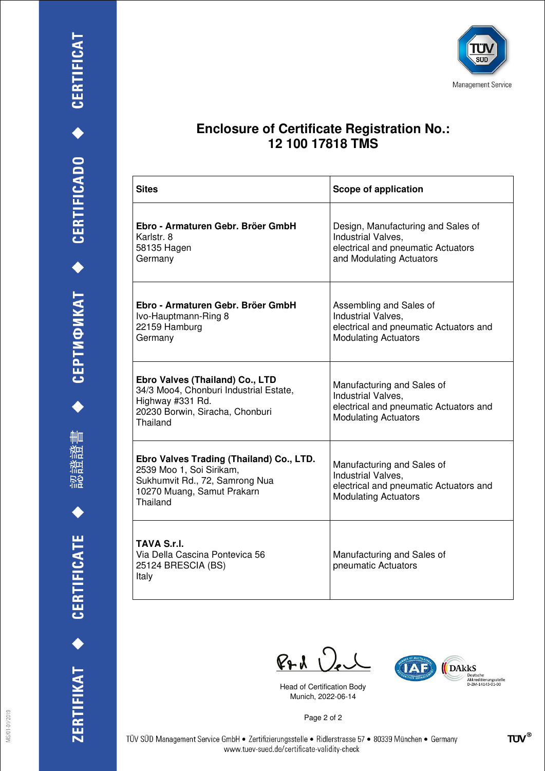Management Service

# Enclosure of Certificate Registration No.: 12 100 17818 TMS

| Sites | Scope of application |
|---|---|
| **Ebro - Armaturen Gebr. Bröer GmbH**<br>Karlstr. 8<br>58135 Hagen<br>Germany | Design, Manufacturing and Sales of Industrial Valves, electrical and pneumatic Actuators and Modulating Actuators |
| **Ebro - Armaturen Gebr. Bröer GmbH**<br>Ivo-Hauptmann-Ring 8<br>22159 Hamburg<br>Germany | Assembling and Sales of Industrial Valves, electrical and pneumatic Actuators and Modulating Actuators |
| **Ebro Valves (Thailand) Co., LTD**<br>34/3 Moo4, Chonburi Industrial Estate, Highway #331 Rd.<br>20230 Borwin, Siracha, Chonburi<br>Thailand | Manufacturing and Sales of Industrial Valves, electrical and pneumatic Actuators and Modulating Actuators |
| **Ebro Valves Trading (Thailand) Co., LTD.**<br>2539 Moo 1, Soi Sirikam,<br>Sukhumvit Rd., 72, Samrong Nua<br>10270 Muang, Samut Prakarn<br>Thailand | Manufacturing and Sales of Industrial Valves, electrical and pneumatic Actuators and Modulating Actuators |
| **TAVA S.r.l.**<br>Via Della Cascina Pontevica 56<br>25124 BRESCIA (BS)<br>Italy | Manufacturing and Sales of pneumatic Actuators |

Head of Certification Body
Munich, 2022-06-14

DAkkS Deutsche Akkreditierungsstelle D-ZM-14143-01-00

TÜV SÜD Management Service GmbH • Zertifizierungsstelle • Ridlerstrasse 57 • 80339 München • Germany
www.tuev-sued.de/certificate-validity-check